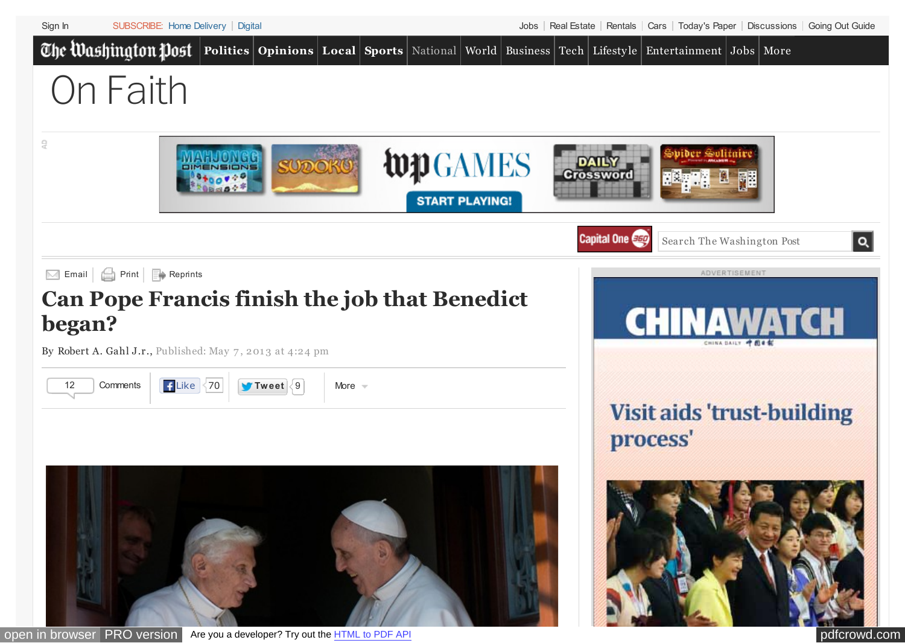On Faith

# Can Pope Francis finish the job that Benedict began?

By Robert A. Gahl J.r., Published: May 7, 2013 at 4:24 pm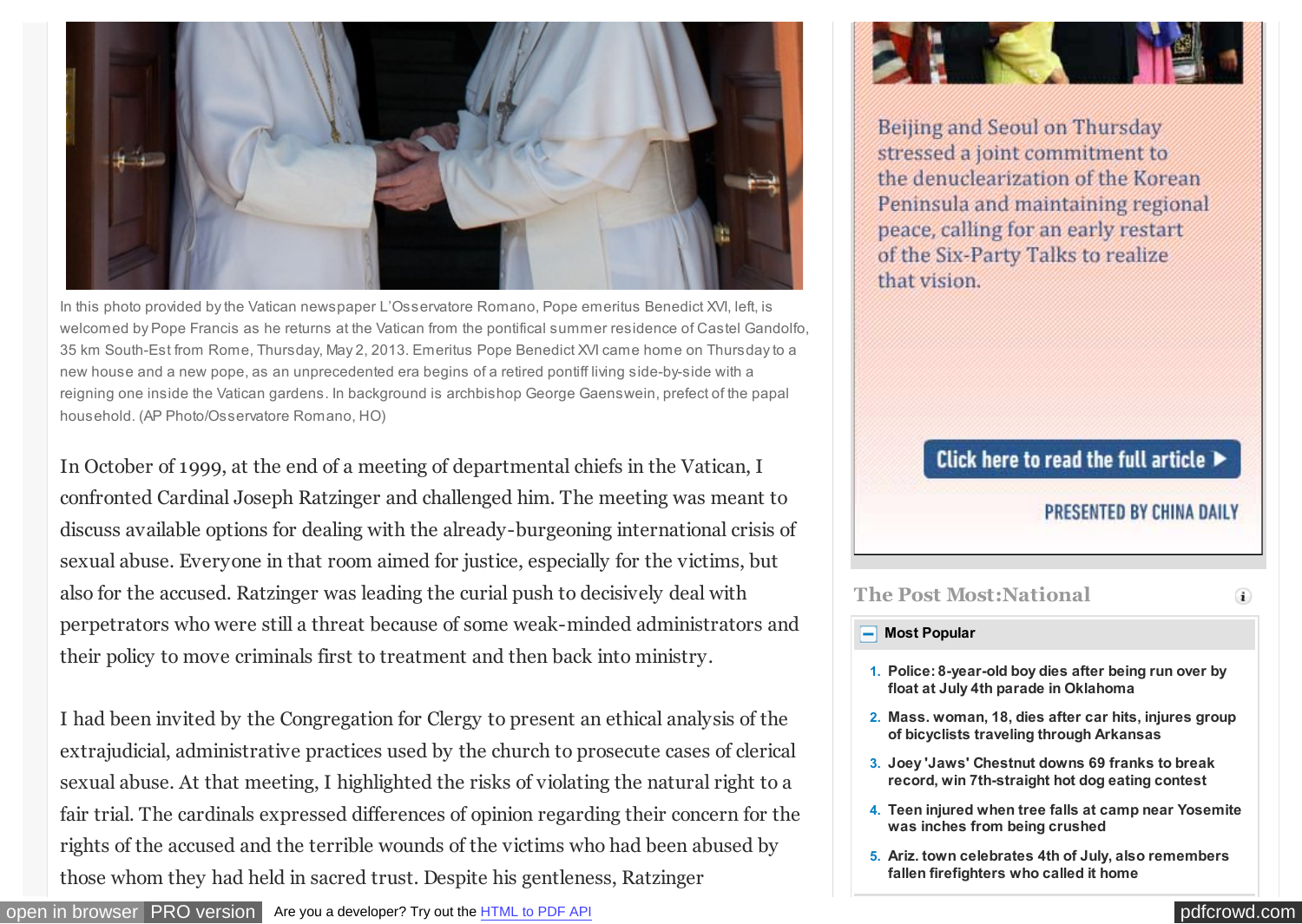In this photo provided by the Vatican newspaper L'Osservatore Romano, Pope emeritus Benedict XVI, left, is welcomed by Pope Francis as he returns at the Vatican from the pontifical summer residence of Castel Gandolfo, 35 km South-East from Rome, Thursday, May 2, 2013. Emeritus Pope Benedict XVI came home on Thursday to a new house and a new pope, as an unprecedented era begins of a retired pontiff living side-by-side with a reigning one inside the Vatican gardens. In background is archbishop George Gaenswein, prefect of the papal household. (AP Photo/Osservatore Romano, HO)

In October of 1999, at the end of a meeting of departmental chiefs in the Vatican, I confronted Cardinal Joseph Ratzinger and challenged him. The meeting was meant to discuss available options for dealing with the already-burgeoning international crisis of sexual abuse. Everyone in that room aimed for justice, especially for the victims, but also for the accused. Ratzinger was leading the curial push to decisively deal with perpetrators who were still a threat because of some weak-minded administrators and their policy to move criminals first to treatment and then back into ministry.

I had been invited by the Congregation for Clergy to present an ethical analysis of the extrajudicial, administrative practices used by the church to prosecute cases of clerical sexual abuse. At that meeting, I highlighted the risks of violating the natural right to a fair trial. The cardinals expressed differences of opinion regarding their concern for the rights of the accused and the terrible wounds of the victims who had been abused by those whom they had held in sacred trust. Despite his gentleness, Ratzinger

Beijing and Seoul on Thursday stressed a joint commitment to the denuclearization of the Korean Peninsula and maintaining regional peace, calling for an early restart of the Six-Party Talks to realize that vision.

Click here to read the full article ▶

PRESENTED BY CHINA DAILY

## The Post Most:National

**Most Popular**

1. Police: 8-year-old boy dies after being run over by float at July 4th parade in Oklahoma
2. Mass. woman, 18, dies after car hits, injures group of bicyclists traveling through Arkansas
3. Joey 'Jaws' Chestnut downs 69 franks to break record, win 7th-straight hot dog eating contest
4. Teen injured when tree falls at camp near Yosemite was inches from being crushed
5. Ariz. town celebrates 4th of July, also remembers fallen firefighters who called it home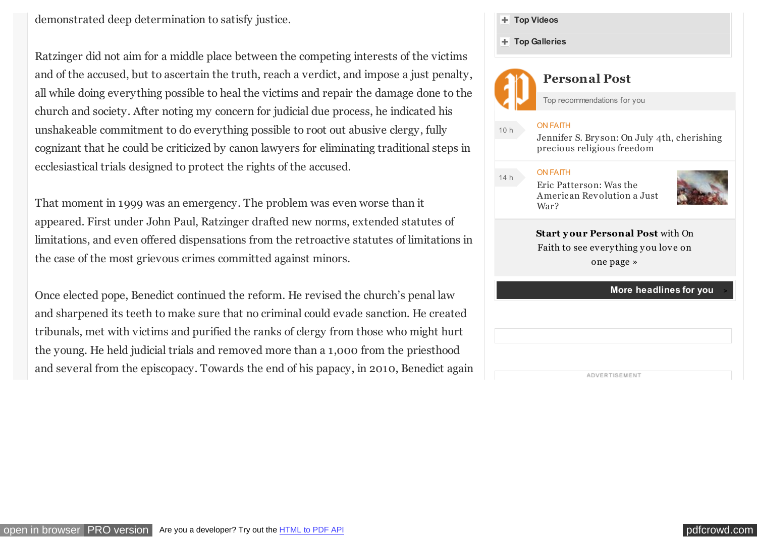demonstrated deep determination to satisfy justice.

Ratzinger did not aim for a middle place between the competing interests of the victims and of the accused, but to ascertain the truth, reach a verdict, and impose a just penalty, all while doing everything possible to heal the victims and repair the damage done to the church and society. After noting my concern for judicial due process, he indicated his unshakeable commitment to do everything possible to root out abusive clergy, fully cognizant that he could be criticized by canon lawyers for eliminating traditional steps in ecclesiastical trials designed to protect the rights of the accused.

That moment in 1999 was an emergency. The problem was even worse than it appeared. First under John Paul, Ratzinger drafted new norms, extended statutes of limitations, and even offered dispensations from the retroactive statutes of limitations in the case of the most grievous crimes committed against minors.

Once elected pope, Benedict continued the reform. He revised the church's penal law and sharpened its teeth to make sure that no criminal could evade sanction. He created tribunals, met with victims and purified the ranks of clergy from those who might hurt the young. He held judicial trials and removed more than a 1,000 from the priesthood and several from the episcopacy. Towards the end of his papacy, in 2010, Benedict again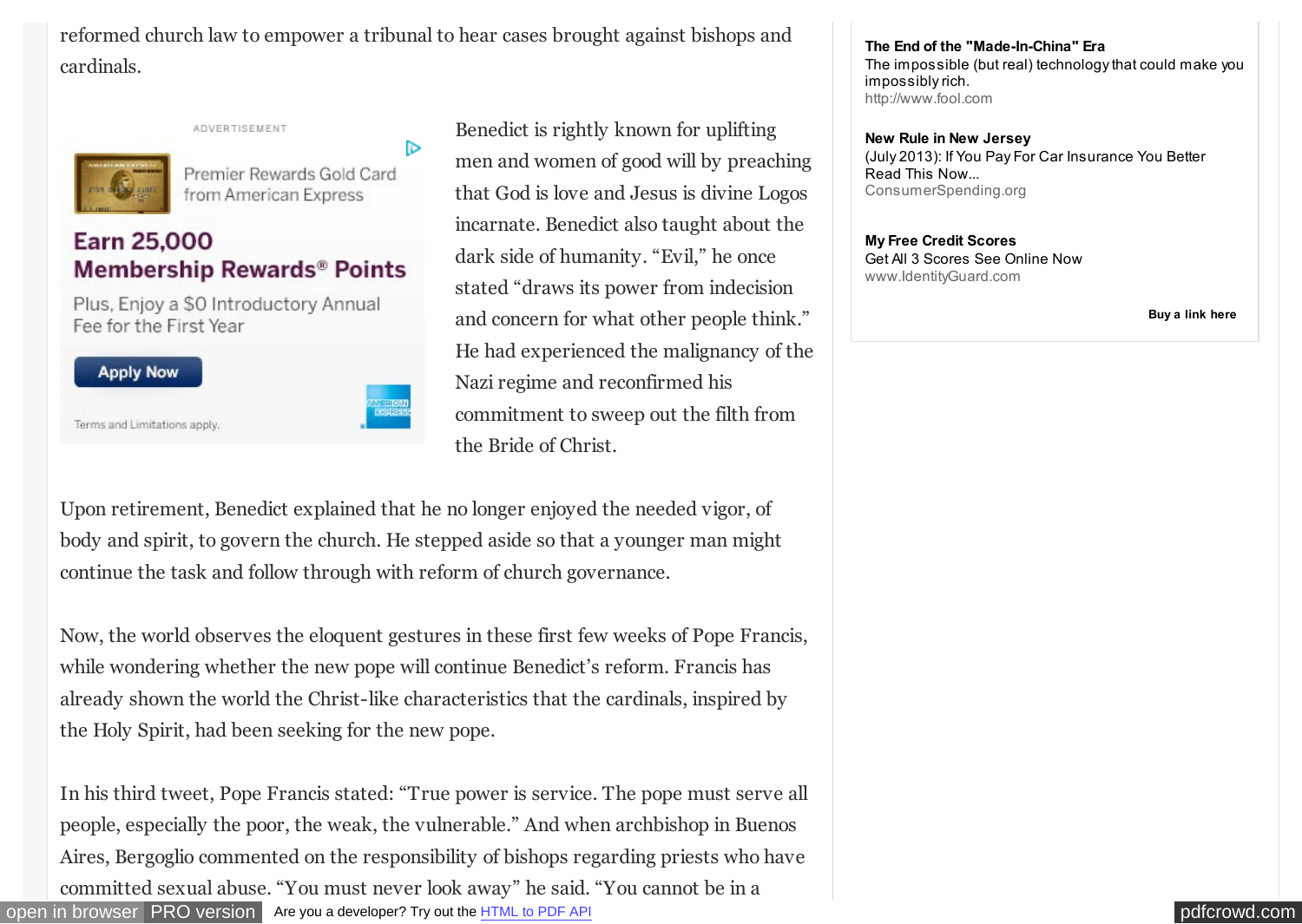reformed church law to empower a tribunal to hear cases brought against bishops and cardinals.

Benedict is rightly known for uplifting men and women of good will by preaching that God is love and Jesus is divine Logos incarnate. Benedict also taught about the dark side of humanity. “Evil,” he once stated “draws its power from indecision and concern for what other people think.” He had experienced the malignancy of the Nazi regime and reconfirmed his commitment to sweep out the filth from the Bride of Christ.

Upon retirement, Benedict explained that he no longer enjoyed the needed vigor, of body and spirit, to govern the church. He stepped aside so that a younger man might continue the task and follow through with reform of church governance.

Now, the world observes the eloquent gestures in these first few weeks of Pope Francis, while wondering whether the new pope will continue Benedict’s reform. Francis has already shown the world the Christ-like characteristics that the cardinals, inspired by the Holy Spirit, had been seeking for the new pope.

In his third tweet, Pope Francis stated: “True power is service. The pope must serve all people, especially the poor, the weak, the vulnerable.” And when archbishop in Buenos Aires, Bergoglio commented on the responsibility of bishops regarding priests who have committed sexual abuse. “You must never look away” he said. “You cannot be in a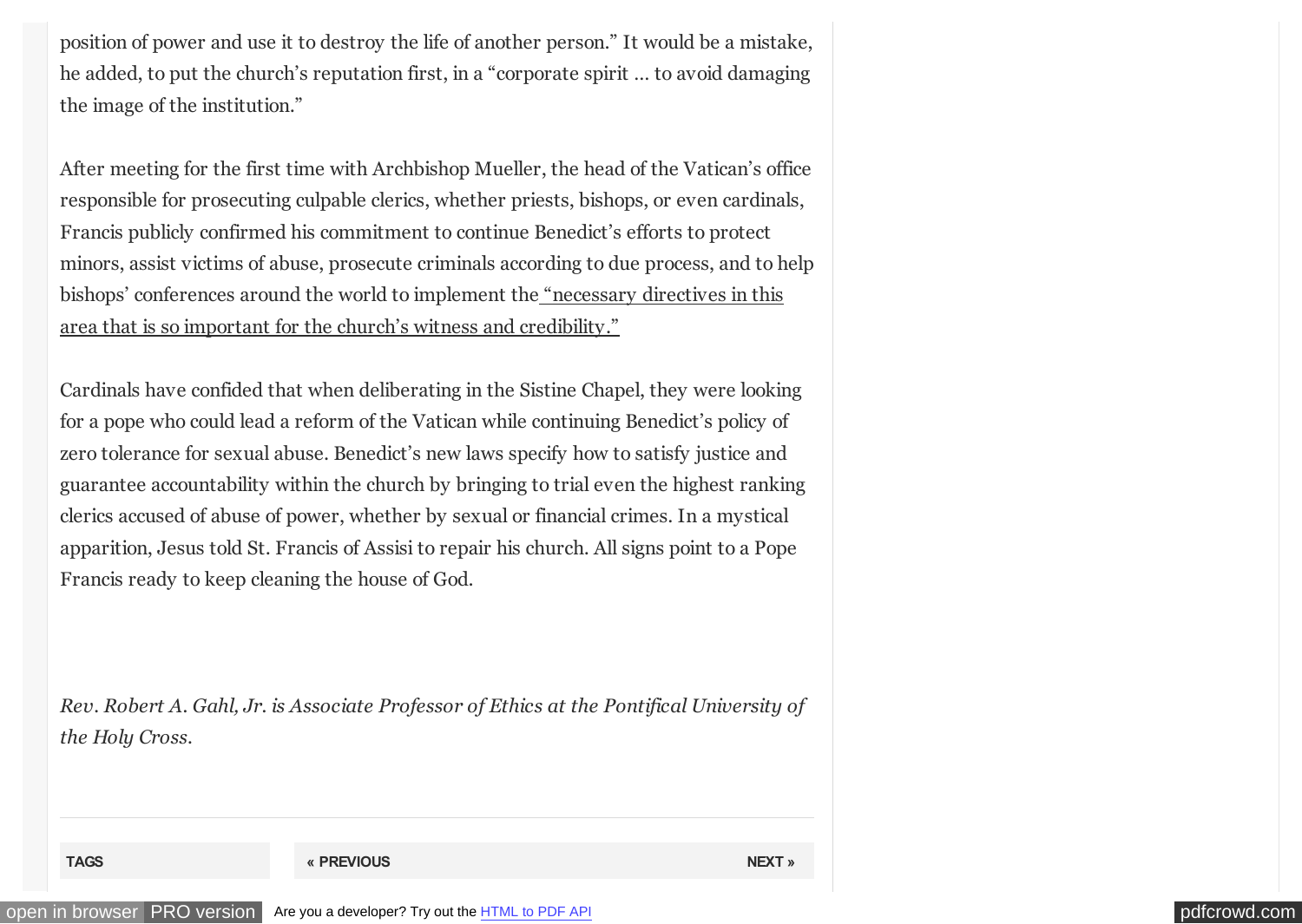position of power and use it to destroy the life of another person." It would be a mistake, he added, to put the church's reputation first, in a "corporate spirit ... to avoid damaging the image of the institution."

After meeting for the first time with Archbishop Mueller, the head of the Vatican's office responsible for prosecuting culpable clerics, whether priests, bishops, or even cardinals, Francis publicly confirmed his commitment to continue Benedict's efforts to protect minors, assist victims of abuse, prosecute criminals according to due process, and to help bishops' conferences around the world to implement the "necessary directives in this area that is so important for the church's witness and credibility."

Cardinals have confided that when deliberating in the Sistine Chapel, they were looking for a pope who could lead a reform of the Vatican while continuing Benedict's policy of zero tolerance for sexual abuse. Benedict's new laws specify how to satisfy justice and guarantee accountability within the church by bringing to trial even the highest ranking clerics accused of abuse of power, whether by sexual or financial crimes. In a mystical apparition, Jesus told St. Francis of Assisi to repair his church. All signs point to a Pope Francis ready to keep cleaning the house of God.

*Rev. Robert A. Gahl, Jr. is Associate Professor of Ethics at the Pontifical University of the Holy Cross.*

TAGS

« PREVIOUS

NEXT »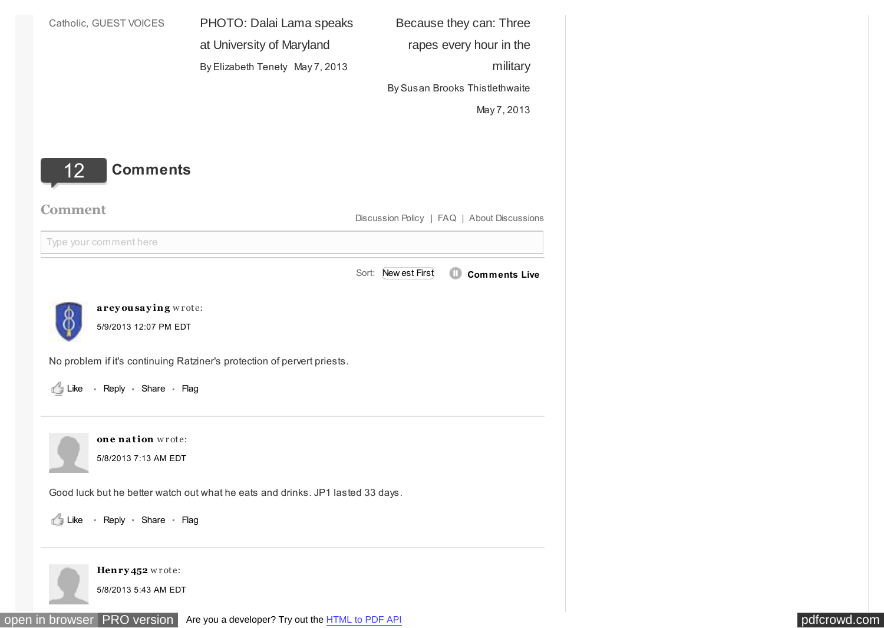Catholic, GUEST VOICES

PHOTO: Dalai Lama speaks at University of Maryland

By Elizabeth Tenety May 7, 2013

Because they can: Three rapes every hour in the military

By Susan Brooks Thistlethwaite

May 7, 2013

## 12 Comments

### Comment

Discussion Policy | FAQ | About Discussions

Type your comment here

Sort: Newest First Comments Live

**areyousaying** wrote:

5/9/2013 12:07 PM EDT

No problem if it's continuing Ratziner's protection of pervert priests.

Like • Reply • Share • Flag

---

**one nation** wrote:

5/8/2013 7:13 AM EDT

Good luck but he better watch out what he eats and drinks. JP1 lasted 33 days.

Like • Reply • Share • Flag

---

**Henry452** wrote:

5/8/2013 5:43 AM EDT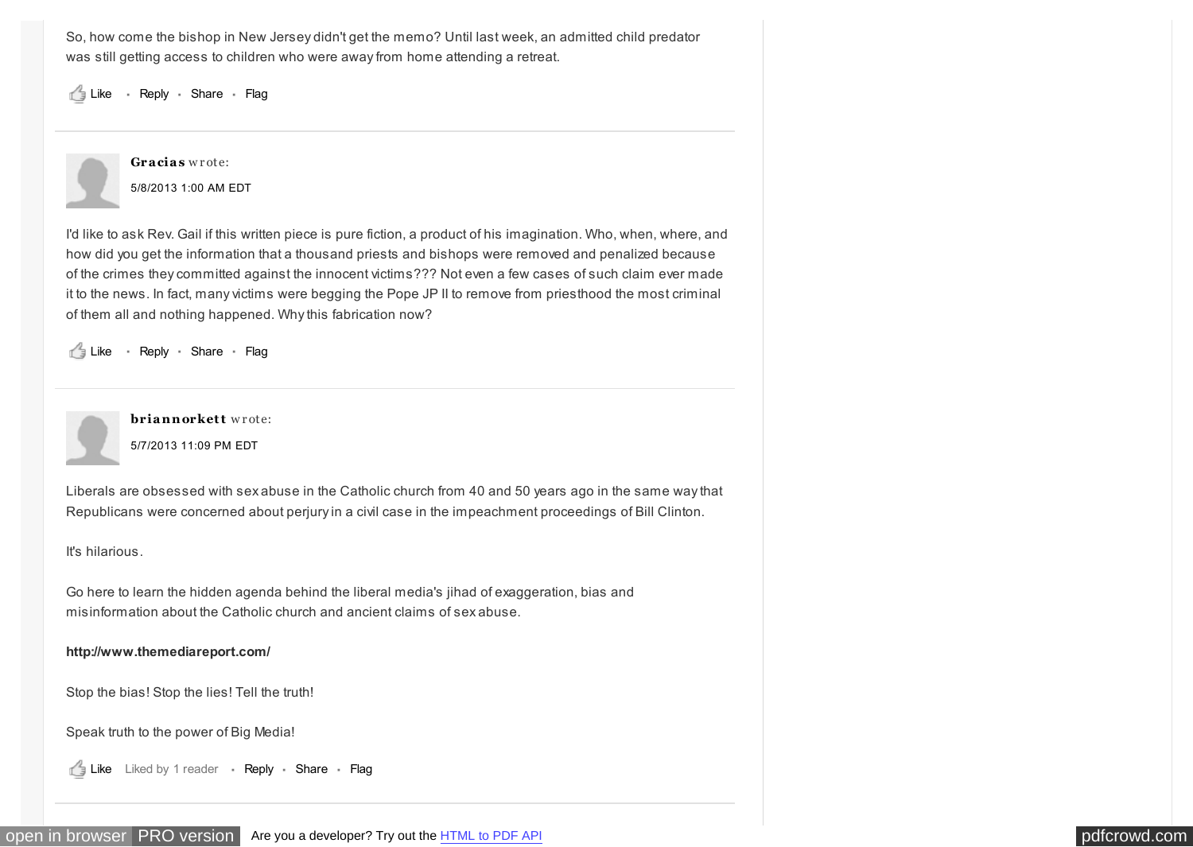So, how come the bishop in New Jersey didn't get the memo? Until last week, an admitted child predator was still getting access to children who were away from home attending a retreat.

Like • Reply • Share • Flag

---

**Gracias** wrote:

5/8/2013 1:00 AM EDT

I'd like to ask Rev. Gail if this written piece is pure fiction, a product of his imagination. Who, when, where, and how did you get the information that a thousand priests and bishops were removed and penalized because of the crimes they committed against the innocent victims??? Not even a few cases of such claim ever made it to the news. In fact, many victims were begging the Pope JP II to remove from priesthood the most criminal of them all and nothing happened. Why this fabrication now?

Like • Reply • Share • Flag

---

**briannorkett** wrote:

5/7/2013 11:09 PM EDT

Liberals are obsessed with sex abuse in the Catholic church from 40 and 50 years ago in the same way that Republicans were concerned about perjury in a civil case in the impeachment proceedings of Bill Clinton.

It's hilarious.

Go here to learn the hidden agenda behind the liberal media's jihad of exaggeration, bias and misinformation about the Catholic church and ancient claims of sex abuse.

**http://www.themediareport.com/**

Stop the bias! Stop the lies! Tell the truth!

Speak truth to the power of Big Media!

Like Liked by 1 reader • Reply • Share • Flag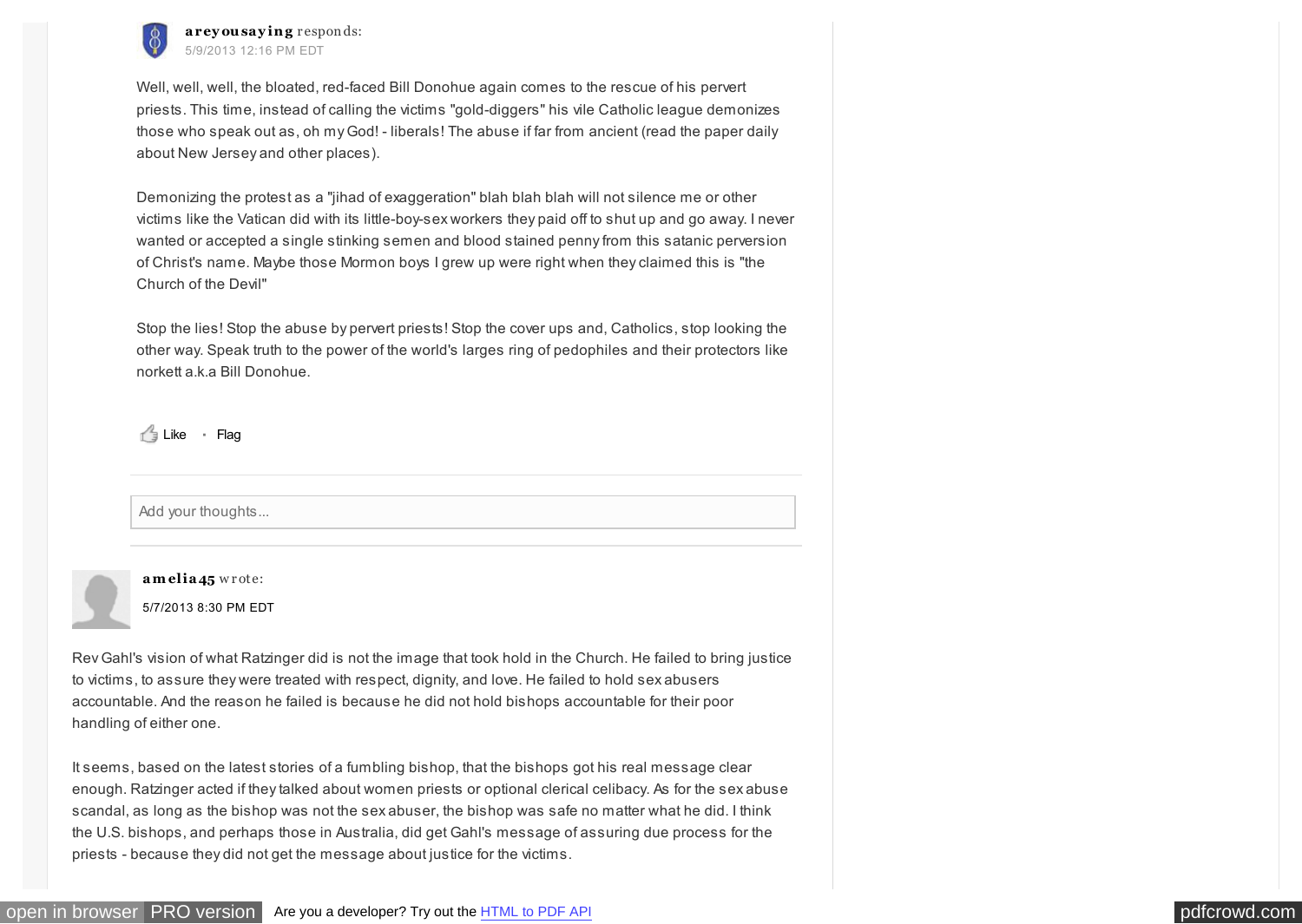**areyousaying** responds:

5/9/2013 12:16 PM EDT

Well, well, well, the bloated, red-faced Bill Donohue again comes to the rescue of his pervert priests. This time, instead of calling the victims "gold-diggers" his vile Catholic league demonizes those who speak out as, oh my God! - liberals! The abuse if far from ancient (read the paper daily about New Jersey and other places).

Demonizing the protest as a "jihad of exaggeration" blah blah blah will not silence me or other victims like the Vatican did with its little-boy-sex workers they paid off to shut up and go away. I never wanted or accepted a single stinking semen and blood stained penny from this satanic perversion of Christ's name. Maybe those Mormon boys I grew up were right when they claimed this is "the Church of the Devil"

Stop the lies! Stop the abuse by pervert priests! Stop the cover ups and, Catholics, stop looking the other way. Speak truth to the power of the world's larges ring of pedophiles and their protectors like norkett a.k.a Bill Donohue.

Like • Flag

Add your thoughts...

**amelia45** wrote:

5/7/2013 8:30 PM EDT

Rev Gahl's vision of what Ratzinger did is not the image that took hold in the Church. He failed to bring justice to victims, to assure they were treated with respect, dignity, and love. He failed to hold sex abusers accountable. And the reason he failed is because he did not hold bishops accountable for their poor handling of either one.

It seems, based on the latest stories of a fumbling bishop, that the bishops got his real message clear enough. Ratzinger acted if they talked about women priests or optional clerical celibacy. As for the sex abuse scandal, as long as the bishop was not the sex abuser, the bishop was safe no matter what he did. I think the U.S. bishops, and perhaps those in Australia, did get Gahl's message of assuring due process for the priests - because they did not get the message about justice for the victims.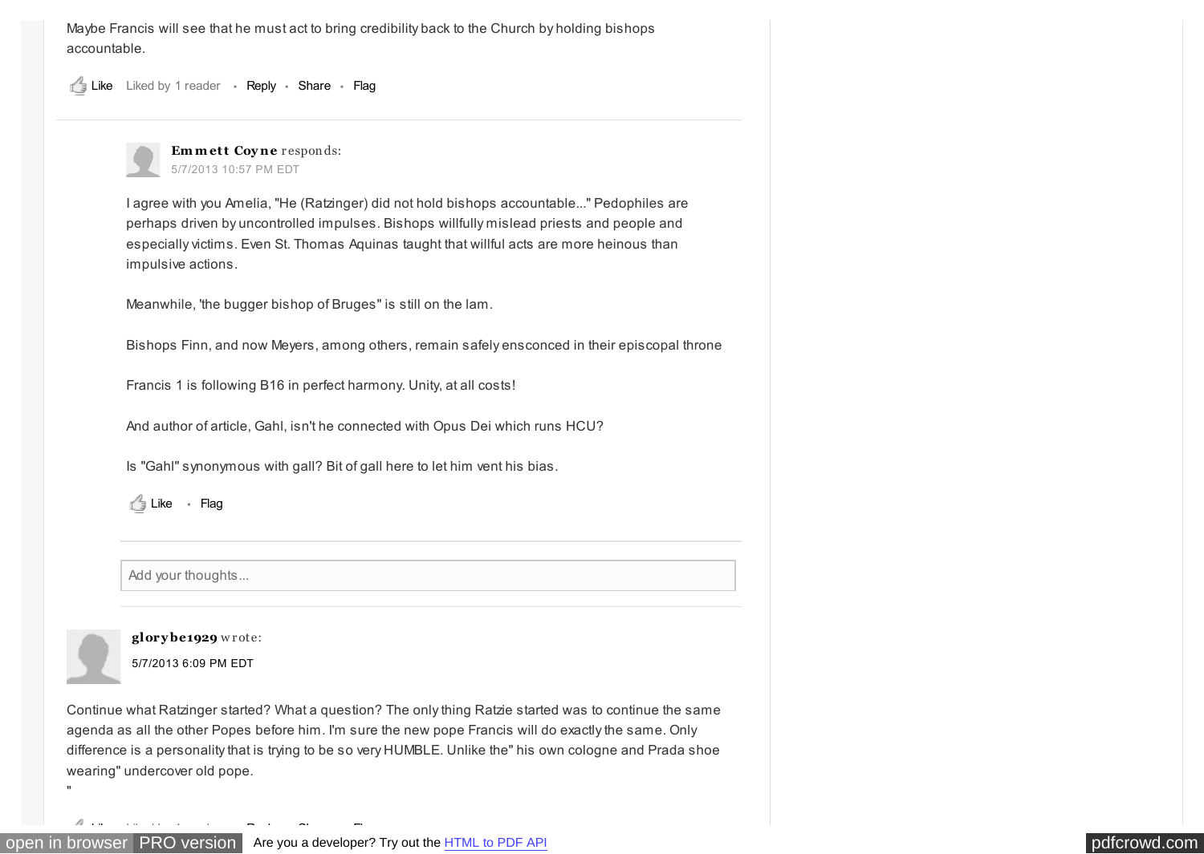Maybe Francis will see that he must act to bring credibility back to the Church by holding bishops accountable.

Like Liked by 1 reader • Reply • Share • Flag

**Emmett Coyne** responds:

5/7/2013 10:57 PM EDT

I agree with you Amelia, "He (Ratzinger) did not hold bishops accountable..." Pedophiles are perhaps driven by uncontrolled impulses. Bishops willfully mislead priests and people and especially victims. Even St. Thomas Aquinas taught that willful acts are more heinous than impulsive actions.

Meanwhile, 'the bugger bishop of Bruges" is still on the lam.

Bishops Finn, and now Meyers, among others, remain safely ensconced in their episcopal throne

Francis 1 is following B16 in perfect harmony. Unity, at all costs!

And author of article, Gahl, isn't he connected with Opus Dei which runs HCU?

Is "Gahl" synonymous with gall? Bit of gall here to let him vent his bias.

Like • Flag

Add your thoughts...

**glorybe1929** wrote:

5/7/2013 6:09 PM EDT

Continue what Ratzinger started? What a question? The only thing Ratzie started was to continue the same agenda as all the other Popes before him. I'm sure the new pope Francis will do exactly the same. Only difference is a personality that is trying to be so very HUMBLE. Unlike the" his own cologne and Prada shoe wearing" undercover old pope.

"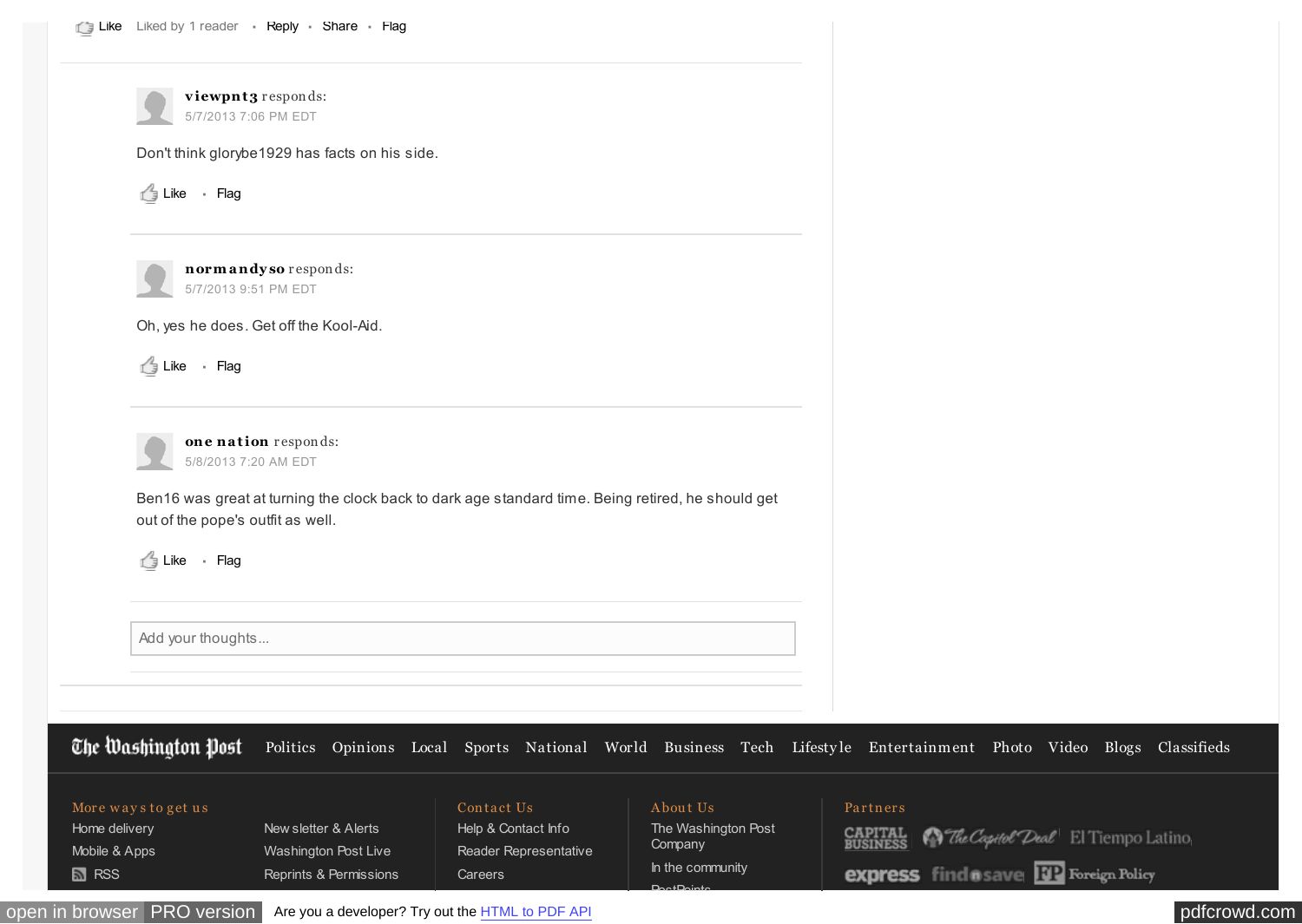Like · Liked by 1 reader · Reply · Share · Flag

**viewpnt3** responds:
5/7/2013 7:06 PM EDT

Don't think glorybe1929 has facts on his side.

Like · Flag

**normandyso** responds:
5/7/2013 9:51 PM EDT

Oh, yes he does. Get off the Kool-Aid.

Like · Flag

**one nation** responds:
5/8/2013 7:20 AM EDT

Ben16 was great at turning the clock back to dark age standard time. Being retired, he should get out of the pope's outfit as well.

Like · Flag

Add your thoughts...

The Washington Post | Politics | Opinions | Local | Sports | National | World | Business | Tech | Lifestyle | Entertainment | Photo | Video | Blogs | Classifieds

**More ways to get us**
- Home delivery
- Mobile & Apps
- RSS
- Newsletter & Alerts
- Washington Post Live
- Reprints & Permissions

**Contact Us**
- Help & Contact Info
- Reader Representative
- Careers

**About Us**
- The Washington Post Company
- In the community
- PostPoints

**Partners**
- Capital Business
- The Capitol Deal
- El Tiempo Latino
- express
- find&save
- FP Foreign Policy

open in browser | PRO version | Are you a developer? Try out the HTML to PDF API | pdfcrowd.com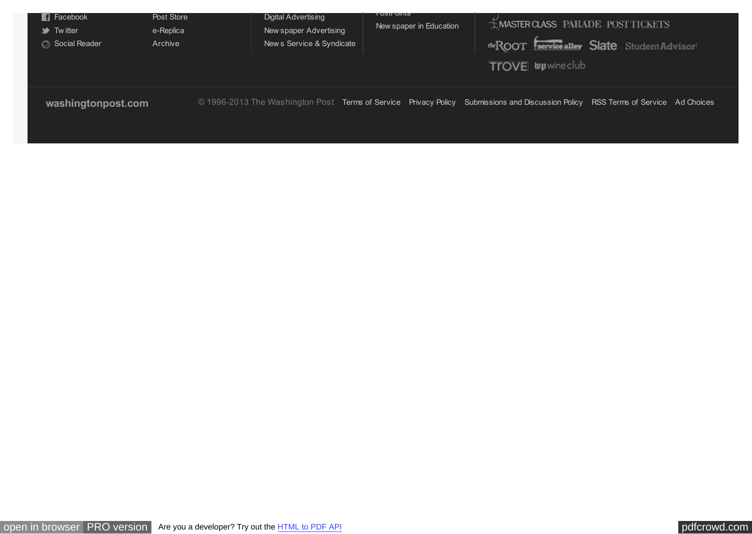Facebook
Twitter
Social Reader

Post Store
e-Replica
Archive

Digital Advertising
Newspaper Advertising
News Service & Syndicate

PostPoints
Newspaper in Education

MASTER CLASS PARADE POST TICKETS
theROOT servicealley Slate StudentAdvisor
TROVE wp wine club

washingtonpost.com

© 1996-2013 The Washington Post Terms of Service Privacy Policy Submissions and Discussion Policy RSS Terms of Service Ad Choices